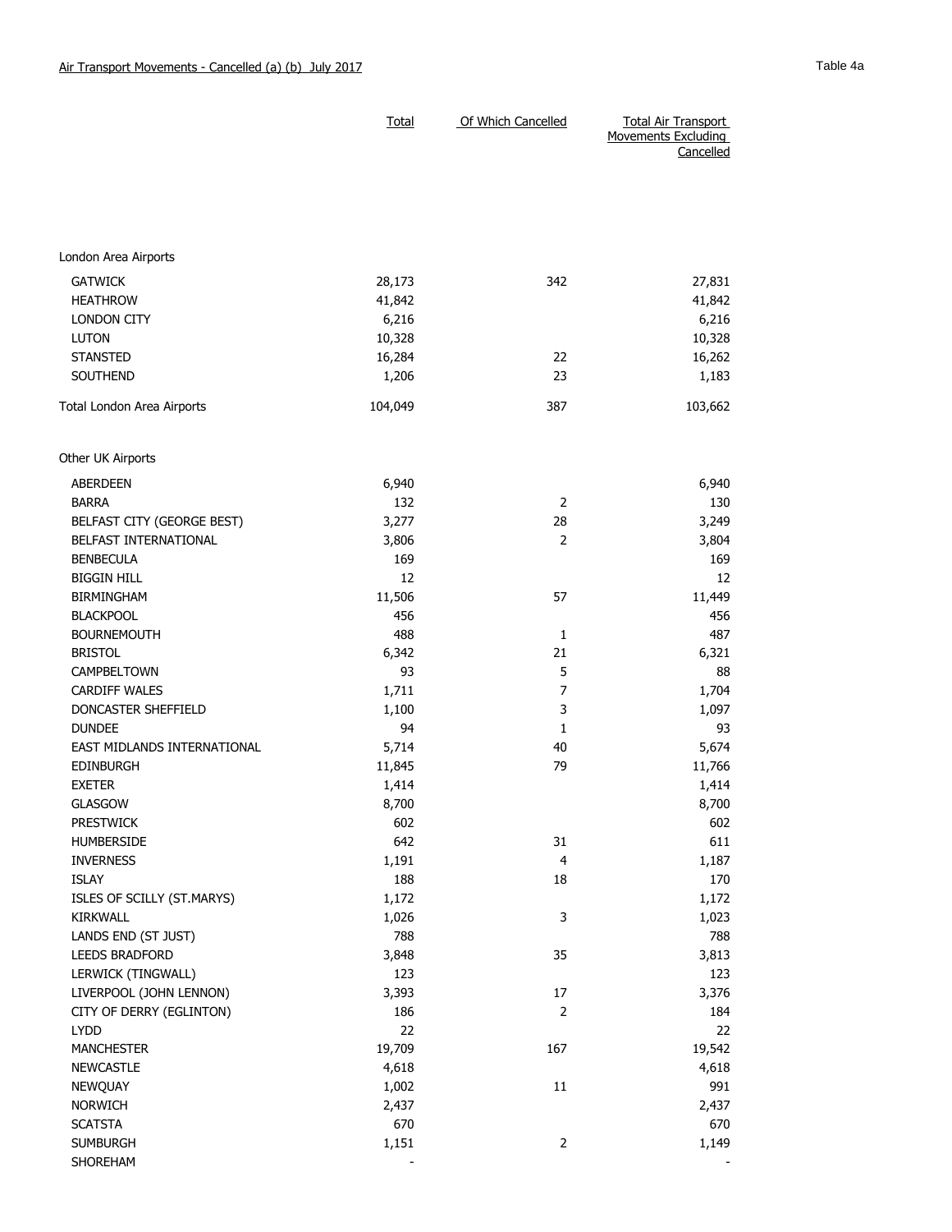## Air Transport Movements - Cancelled (a) (b) July 2017

Table 4a

| | Total | Of Which Cancelled | Total Air Transport Movements Excluding Cancelled |
|---|---|---|---|
| **London Area Airports** | | | |
| GATWICK | 28,173 | 342 | 27,831 |
| HEATHROW | 41,842 | | 41,842 |
| LONDON CITY | 6,216 | | 6,216 |
| LUTON | 10,328 | | 10,328 |
| STANSTED | 16,284 | 22 | 16,262 |
| SOUTHEND | 1,206 | 23 | 1,183 |
| Total London Area Airports | 104,049 | 387 | 103,662 |
| **Other UK Airports** | | | |
| ABERDEEN | 6,940 | | 6,940 |
| BARRA | 132 | 2 | 130 |
| BELFAST CITY (GEORGE BEST) | 3,277 | 28 | 3,249 |
| BELFAST INTERNATIONAL | 3,806 | 2 | 3,804 |
| BENBECULA | 169 | | 169 |
| BIGGIN HILL | 12 | | 12 |
| BIRMINGHAM | 11,506 | 57 | 11,449 |
| BLACKPOOL | 456 | | 456 |
| BOURNEMOUTH | 488 | 1 | 487 |
| BRISTOL | 6,342 | 21 | 6,321 |
| CAMPBELTOWN | 93 | 5 | 88 |
| CARDIFF WALES | 1,711 | 7 | 1,704 |
| DONCASTER SHEFFIELD | 1,100 | 3 | 1,097 |
| DUNDEE | 94 | 1 | 93 |
| EAST MIDLANDS INTERNATIONAL | 5,714 | 40 | 5,674 |
| EDINBURGH | 11,845 | 79 | 11,766 |
| EXETER | 1,414 | | 1,414 |
| GLASGOW | 8,700 | | 8,700 |
| PRESTWICK | 602 | | 602 |
| HUMBERSIDE | 642 | 31 | 611 |
| INVERNESS | 1,191 | 4 | 1,187 |
| ISLAY | 188 | 18 | 170 |
| ISLES OF SCILLY (ST.MARYS) | 1,172 | | 1,172 |
| KIRKWALL | 1,026 | 3 | 1,023 |
| LANDS END (ST JUST) | 788 | | 788 |
| LEEDS BRADFORD | 3,848 | 35 | 3,813 |
| LERWICK (TINGWALL) | 123 | | 123 |
| LIVERPOOL (JOHN LENNON) | 3,393 | 17 | 3,376 |
| CITY OF DERRY (EGLINTON) | 186 | 2 | 184 |
| LYDD | 22 | | 22 |
| MANCHESTER | 19,709 | 167 | 19,542 |
| NEWCASTLE | 4,618 | | 4,618 |
| NEWQUAY | 1,002 | 11 | 991 |
| NORWICH | 2,437 | | 2,437 |
| SCATSTA | 670 | | 670 |
| SUMBURGH | 1,151 | 2 | 1,149 |
| SHOREHAM | - | | - |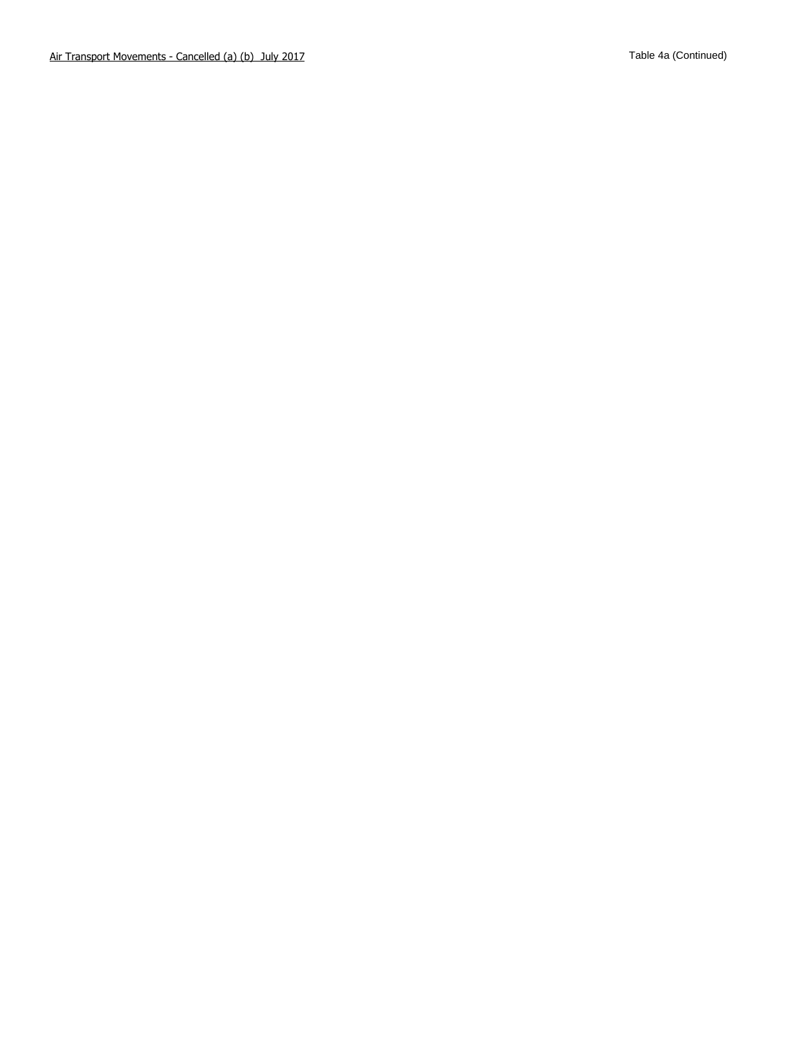Air Transport Movements - Cancelled (a) (b) July 2017

Table 4a (Continued)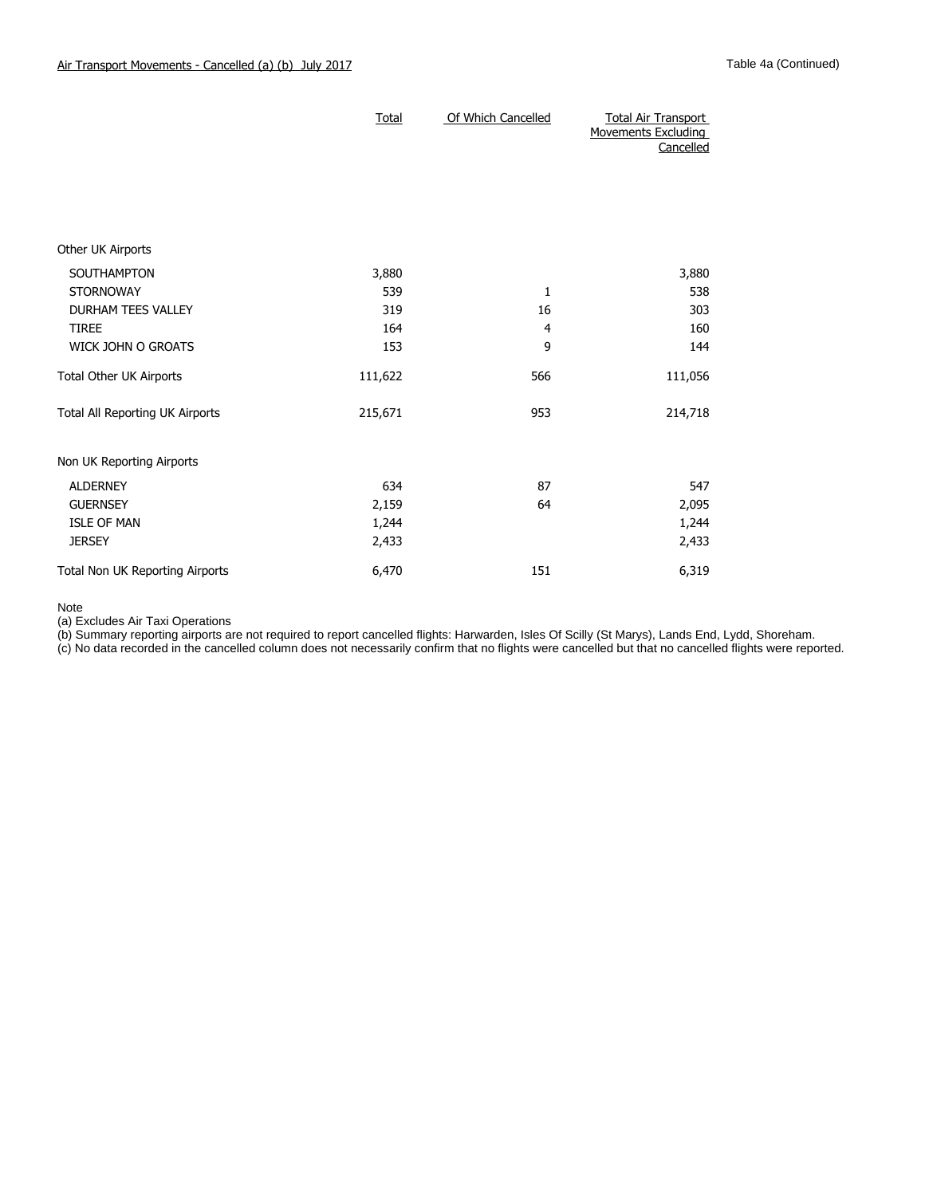Air Transport Movements - Cancelled (a) (b) July 2017

Table 4a (Continued)

| | Total | Of Which Cancelled | Total Air Transport Movements Excluding Cancelled |
|---|---|---|---|
| Other UK Airports | | | |
| SOUTHAMPTON | 3,880 | | 3,880 |
| STORNOWAY | 539 | 1 | 538 |
| DURHAM TEES VALLEY | 319 | 16 | 303 |
| TIREE | 164 | 4 | 160 |
| WICK JOHN O GROATS | 153 | 9 | 144 |
| Total Other UK Airports | 111,622 | 566 | 111,056 |
| Total All Reporting UK Airports | 215,671 | 953 | 214,718 |
| Non UK Reporting Airports | | | |
| ALDERNEY | 634 | 87 | 547 |
| GUERNSEY | 2,159 | 64 | 2,095 |
| ISLE OF MAN | 1,244 | | 1,244 |
| JERSEY | 2,433 | | 2,433 |
| Total Non UK Reporting Airports | 6,470 | 151 | 6,319 |

Note

(a) Excludes Air Taxi Operations

(b) Summary reporting airports are not required to report cancelled flights: Harwarden, Isles Of Scilly (St Marys), Lands End, Lydd, Shoreham.

(c) No data recorded in the cancelled column does not necessarily confirm that no flights were cancelled but that no cancelled flights were reported.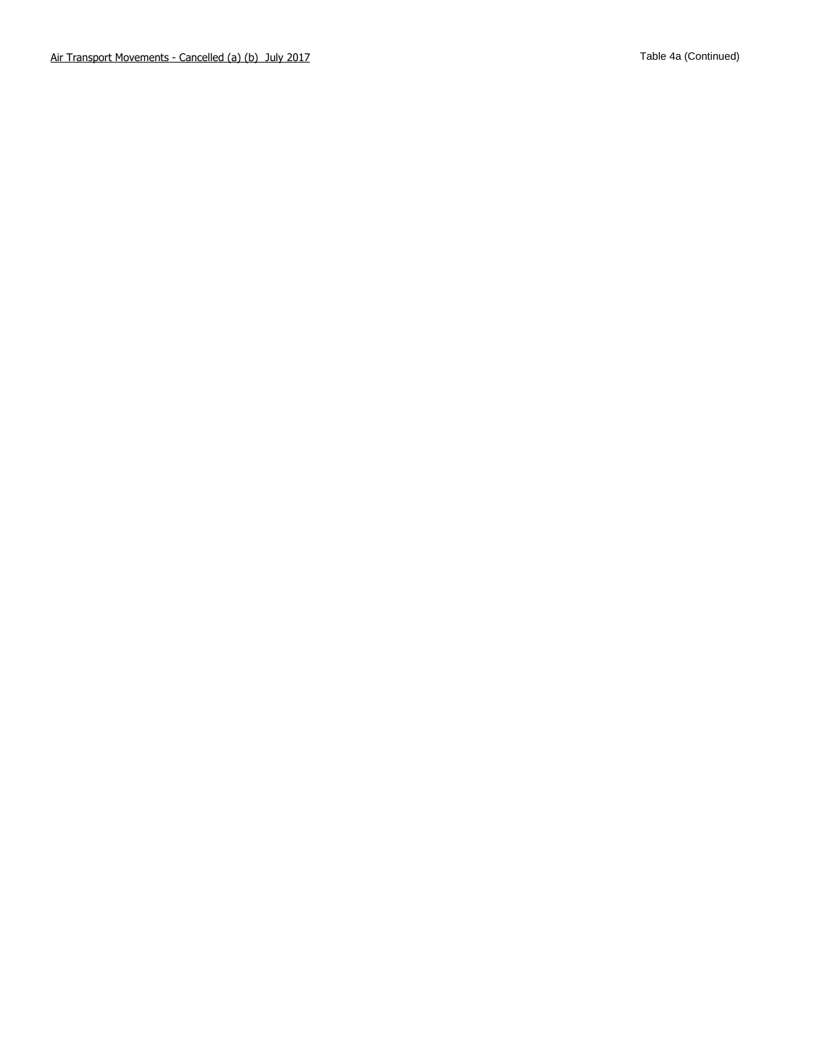Air Transport Movements - Cancelled (a) (b) July 2017

Table 4a (Continued)